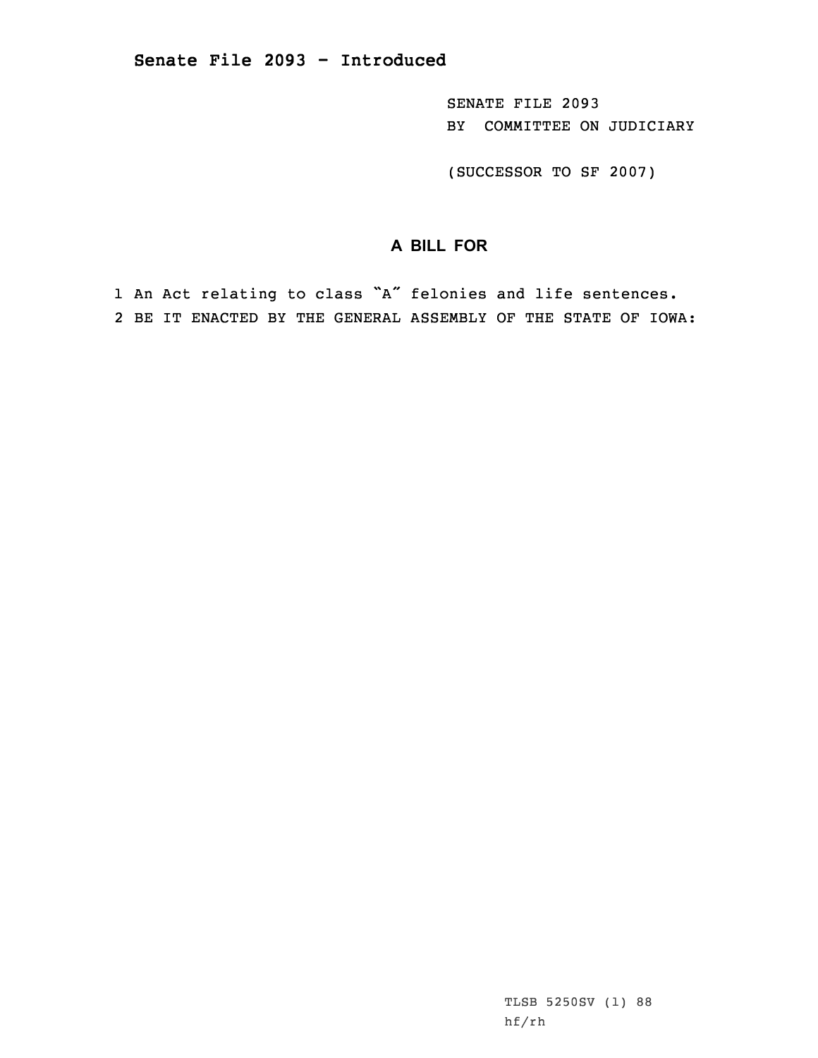## Senate File 2093 - Introduced

SENATE FILE 2093
BY COMMITTEE ON JUDICIARY

(SUCCESSOR TO SF 2007)

### A BILL FOR

1 An Act relating to class "A" felonies and life sentences.
2 BE IT ENACTED BY THE GENERAL ASSEMBLY OF THE STATE OF IOWA:

TLSB 5250SV (1) 88
hf/rh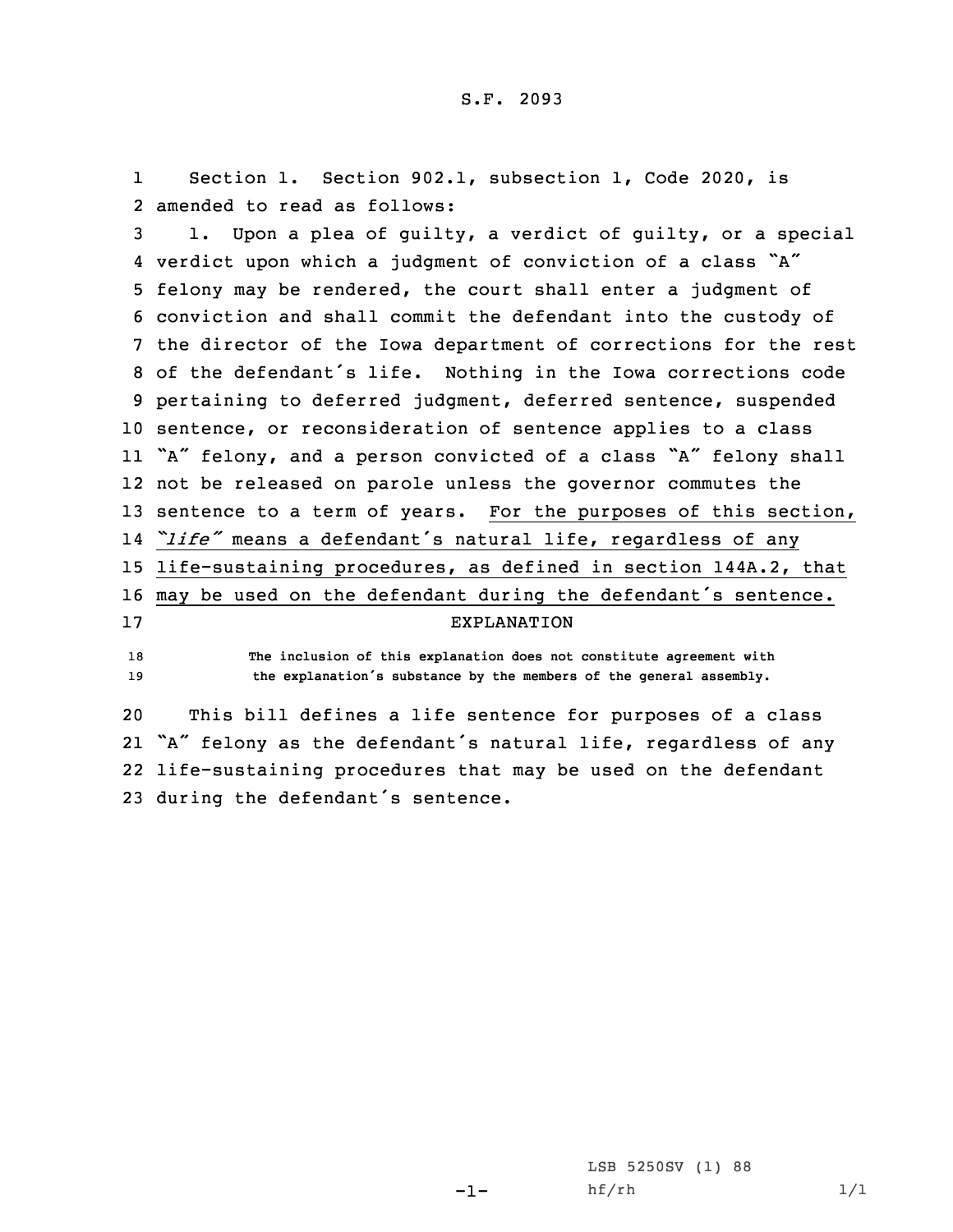S.F. 2093

Section 1. Section 902.1, subsection 1, Code 2020, is amended to read as follows:

1. Upon a plea of guilty, a verdict of guilty, or a special verdict upon which a judgment of conviction of a class "A" felony may be rendered, the court shall enter a judgment of conviction and shall commit the defendant into the custody of the director of the Iowa department of corrections for the rest of the defendant's life. Nothing in the Iowa corrections code pertaining to deferred judgment, deferred sentence, suspended sentence, or reconsideration of sentence applies to a class "A" felony, and a person convicted of a class "A" felony shall not be released on parole unless the governor commutes the sentence to a term of years. For the purposes of this section, *"life"* means a defendant's natural life, regardless of any life-sustaining procedures, as defined in section 144A.2, that may be used on the defendant during the defendant's sentence.

EXPLANATION

The inclusion of this explanation does not constitute agreement with the explanation's substance by the members of the general assembly.

This bill defines a life sentence for purposes of a class "A" felony as the defendant's natural life, regardless of any life-sustaining procedures that may be used on the defendant during the defendant's sentence.

LSB 5250SV (1) 88
hf/rh